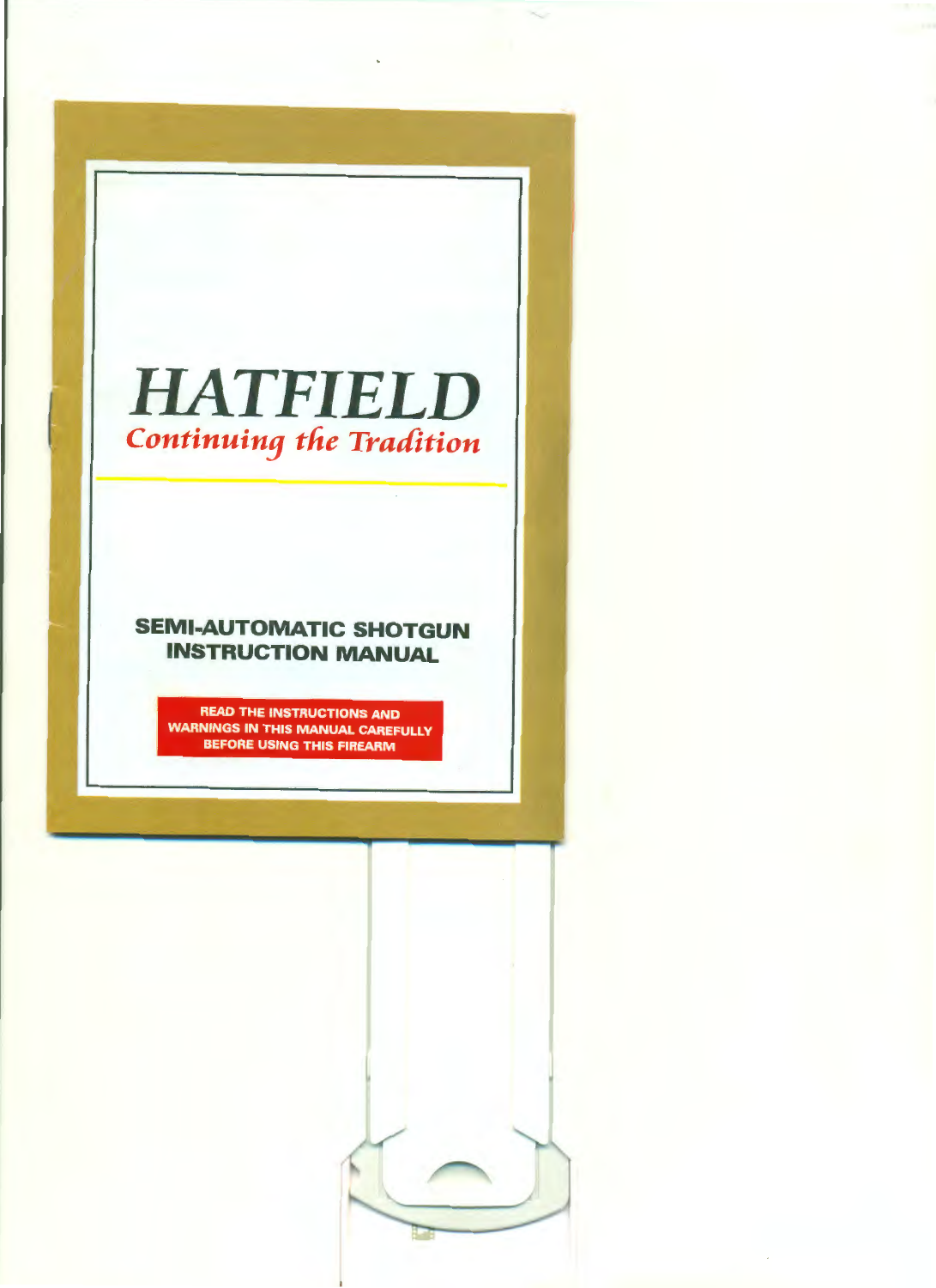# *HATFIELD*

*Continuing the Tradition*

## SEMI-AUTOMATIC SHOTGUN INSTRUCTION MANUAL

**READ THE INSTRUCTIONS AND WARNINGS IN THIS MANUAL CAREFULLY BEFORE USING THIS FIREARM**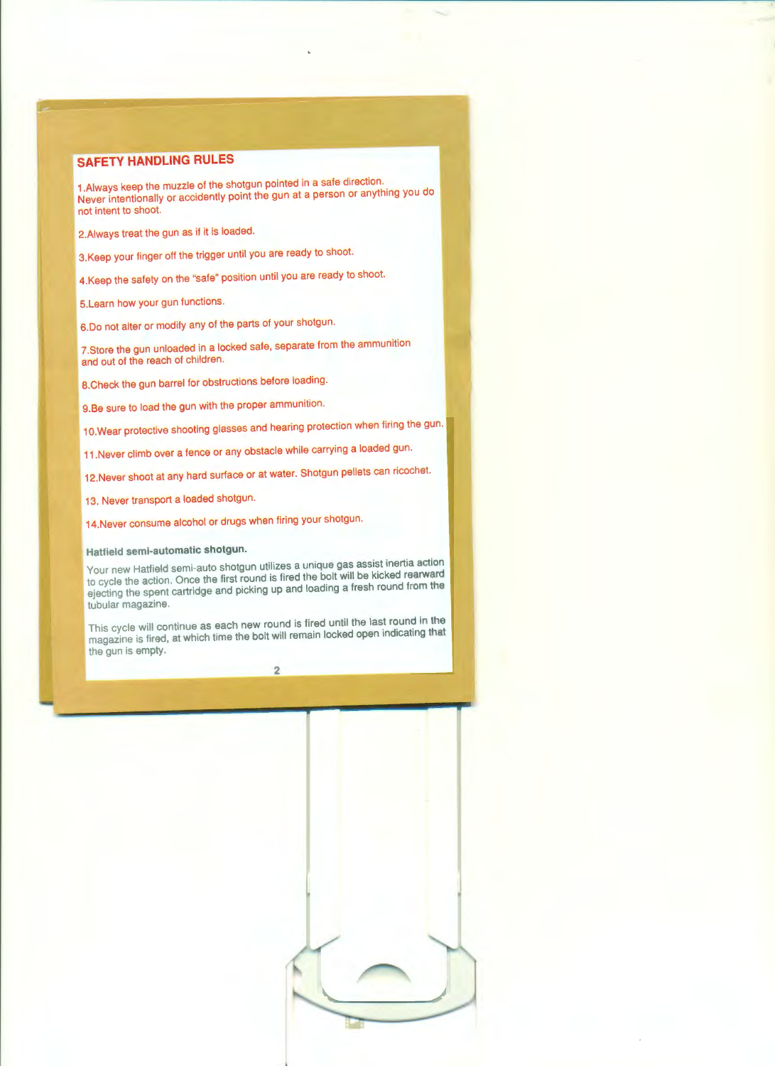## SAFETY HANDLING RULES

1.Always keep the muzzle of the shotgun pointed in a safe direction. Never intentionally or accidently point the gun at a person or anything you do not intent to shoot.

2.Always treat the gun as if it is loaded.

3.Keep your finger off the trigger until you are ready to shoot.

4.Keep the safety on the "safe" position until you are ready to shoot.

5.Learn how your gun functions.

6.Do not alter or modify any of the parts of your shotgun.

7.Store the gun unloaded in a locked safe, separate from the ammunition and out of the reach of children.

8.Check the gun barrel for obstructions before loading.

9.Be sure to load the gun with the proper ammunition.

10.Wear protective shooting glasses and hearing protection when firing the gun.

11.Never climb over a fence or any obstacle while carrying a loaded gun.

12.Never shoot at any hard surface or at water. Shotgun pellets can ricochet.

13. Never transport a loaded shotgun.

14.Never consume alcohol or drugs when firing your shotgun.

**Hatfield semi-automatic shotgun.**

Your new Hatfield semi-auto shotgun utilizes a unique gas assist inertia action to cycle the action. Once the first round is fired the bolt will be kicked rearward ejecting the spent cartridge and picking up and loading a fresh round from the tubular magazine.

This cycle will continue as each new round is fired until the last round in the magazine is fired, at which time the bolt will remain locked open indicating that the gun is empty.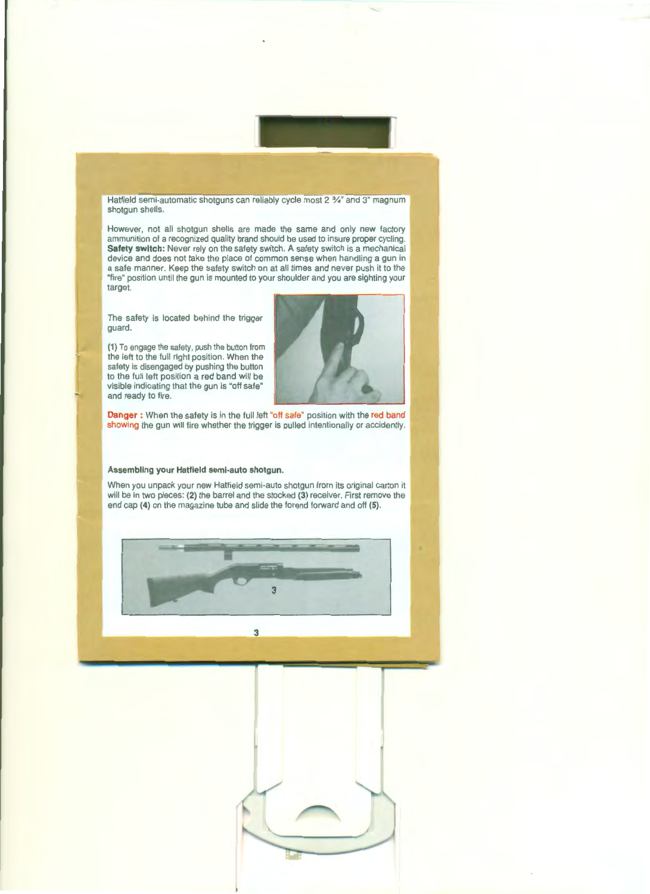Hatfield semi-automatic shotguns can reliably cycle most 2 ¾" and 3" magnum shotgun shells.

However, not all shotgun shells are made the same and only new factory ammunition of a recognized quality brand should be used to insure proper cycling. **Safety switch:** Never rely on the safety switch. A safety switch is a mechanical device and does not take the place of common sense when handling a gun in a safe manner. Keep the safety switch on at all times and never push it to the "fire" position until the gun is mounted to your shoulder and you are sighting your target.

The safety is located behind the trigger guard.

**(1)** To engage the safety, push the button from the left to the full right position. When the safety is disengaged by pushing the button to the full left position a red band will be visible indicating that the gun is "off safe" and ready to fire.

**Danger :** When the safety is in the full left "off safe" position with the red band showing the gun will fire whether the trigger is pulled intentionally or accidently.

**Assembling your Hatfield semi-auto shotgun.**

When you unpack your new Hatfield semi-auto shotgun from its original carton it will be in two pieces: **(2)** the barrel and the stocked **(3)** receiver. First remove the end cap **(4)** on the magazine tube and slide the forend forward and off **(5)**.

3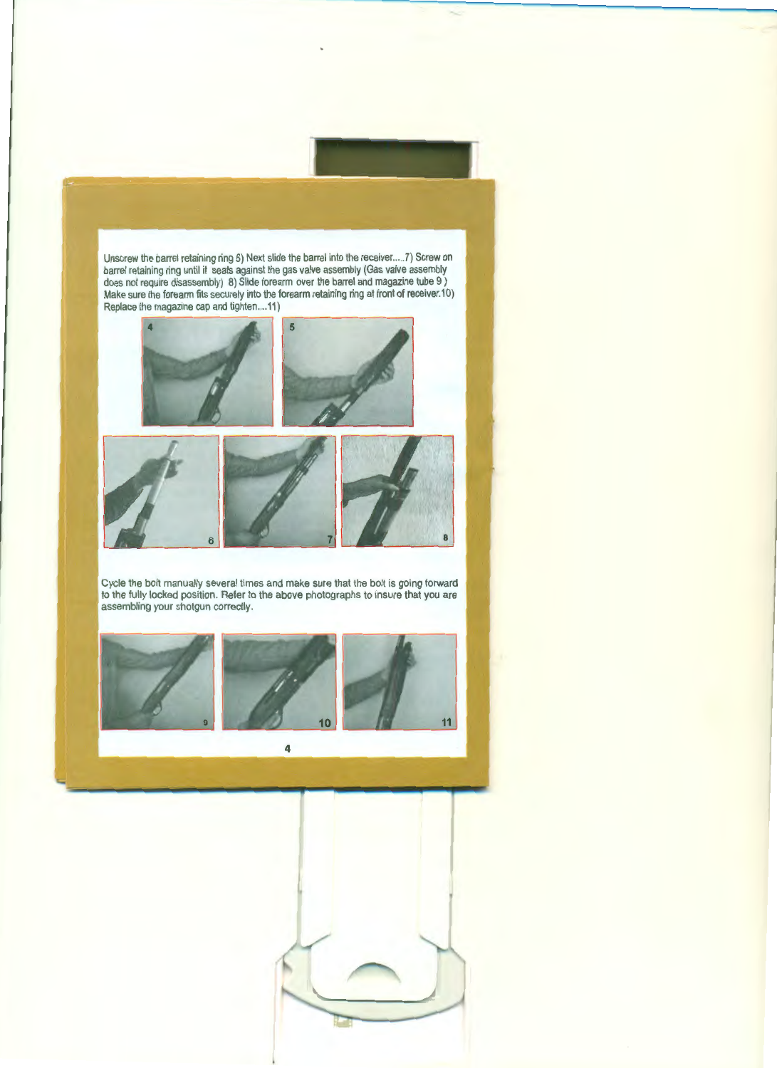Unscrew the barrel retaining ring 6) Next slide the barrel into the receiver.....7) Screw on barrel retaining ring until it seats against the gas valve assembly (Gas valve assembly does not require disassembly) 8) Slide forearm over the barrel and magazine tube 9) Make sure the forearm fits securely into the forearm retaining ring at front of receiver.10) Replace the magazine cap and tighten....11)

4 5

6 7 8

Cycle the bolt manually several times and make sure that the bolt is going forward to the fully locked position. Refer to the above photographs to insure that you are assembling your shotgun correctly.

9 10 11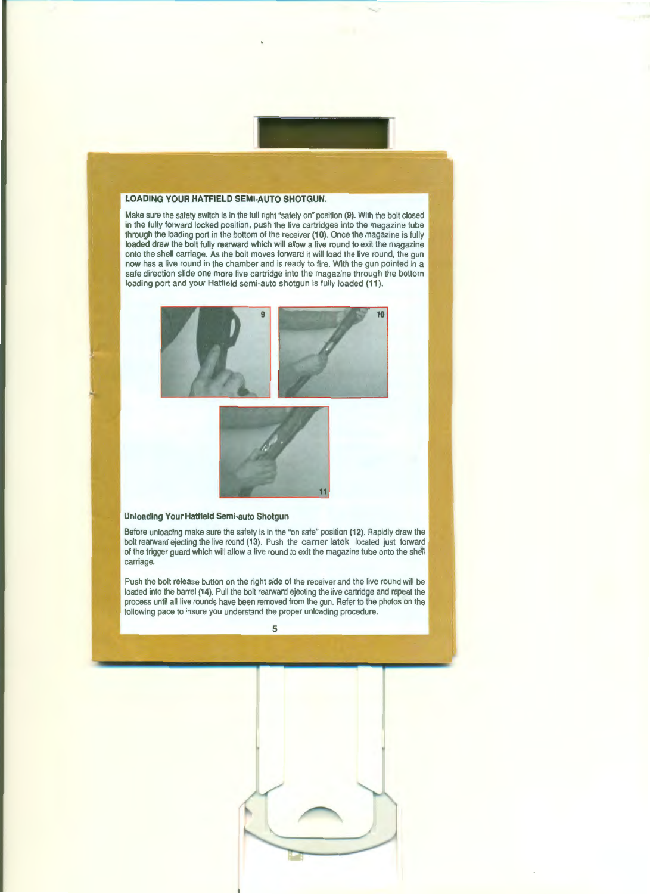## LOADING YOUR HATFIELD SEMI-AUTO SHOTGUN.

Make sure the safety switch is in the full right "safety on" position **(9)**. With the bolt closed in the fully forward locked position, push the live cartridges into the magazine tube through the loading port in the bottom of the receiver **(10)**. Once the magazine is fully loaded draw the bolt fully rearward which will allow a live round to exit the magazine onto the shell carriage. As the bolt moves forward it will load the live round, the gun now has a live round in the chamber and is ready to fire. With the gun pointed in a safe direction slide one more live cartridge into the magazine through the bottom loading port and your Hatfield semi-auto shotgun is fully loaded **(11)**.

9

10

11

### Unloading Your Hatfield Semi-auto Shotgun

Before unloading make sure the safety is in the "on safe" position **(12)**. Rapidly draw the bolt rearward ejecting the live round **(13)**. Push the carrier latek located just forward of the trigger guard which will allow a live round to exit the magazine tube onto the shell carriage.

Push the bolt release button on the right side of the receiver and the live round will be loaded into the barrel **(14)**. Pull the bolt rearward ejecting the live cartridge and repeat the process until all live rounds have been removed from the gun. Refer to the photos on the following pace to insure you understand the proper unloading procedure.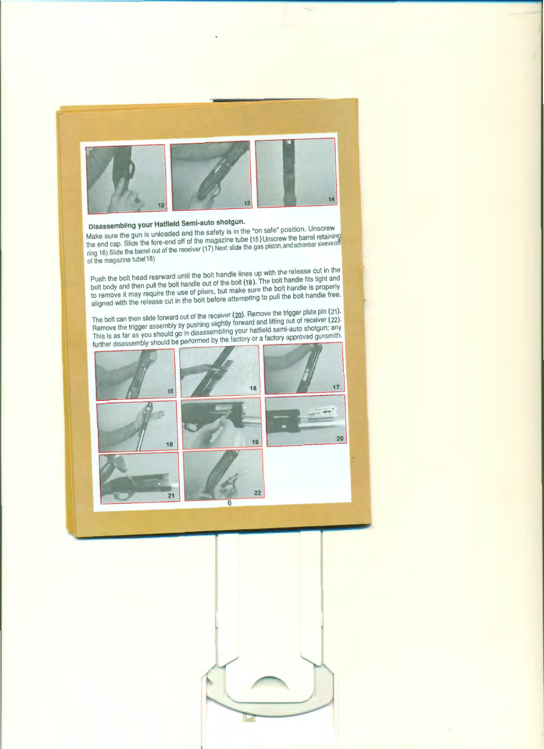## Disassembling your Hatfield Semi-auto shotgun.

Make sure the gun is unloaded and the safety is in the "on safe" position. Unscrew the end cap. Slide the fore-end off of the magazine tube (15) Unscrew the barrel retaining ring 16) Slide the barrel out of the receiver (17) Next slide the gas piston, and actionbar sleeve off of the magazine tube(18)

Push the bolt head rearward until the bolt handle lines up with the release cut in the bolt body and then pull the bolt handle out of the bolt (19). The bolt handle fits tight and to remove it may require the use of pliers, but make sure the bolt handle is properly aligned with the release cut in the bolt before attempting to pull the bolt handle free.

The bolt can then slide forward out of the receiver (20). Remove the trigger plate pin (21). Remove the trigger assembly by pushing slightly forward and lifting out of receiver (22). This is as far as you should go in disassembling your hatfield semi-auto shotgun; any further disassembly should be performed by the factory or a factory approved gunsmith.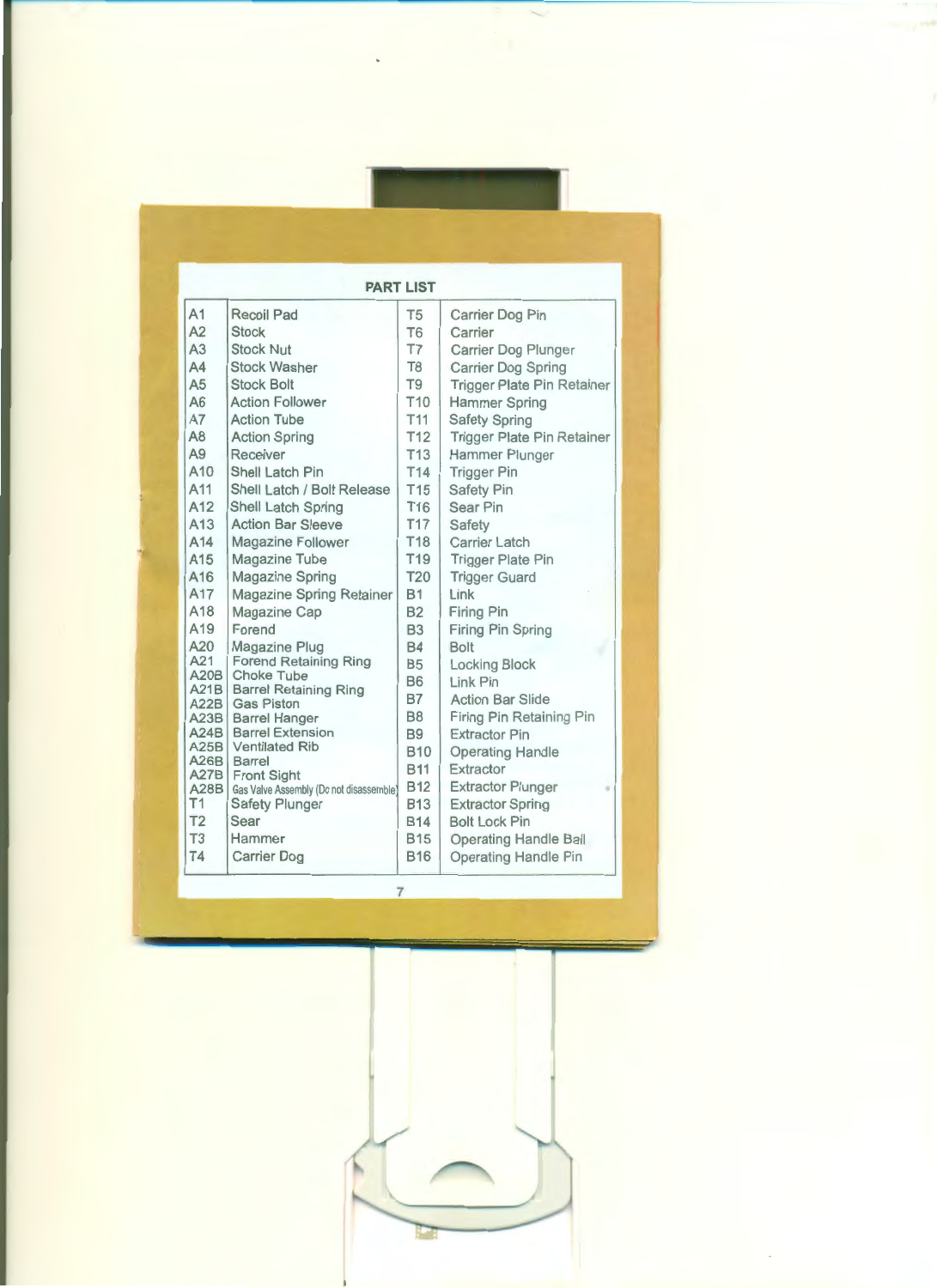## PART LIST

| | | | |
|---|---|---|---|
| A1 | Recoil Pad | T5 | Carrier Dog Pin |
| A2 | Stock | T6 | Carrier |
| A3 | Stock Nut | T7 | Carrier Dog Plunger |
| A4 | Stock Washer | T8 | Carrier Dog Spring |
| A5 | Stock Bolt | T9 | Trigger Plate Pin Retainer |
| A6 | Action Follower | T10 | Hammer Spring |
| A7 | Action Tube | T11 | Safety Spring |
| A8 | Action Spring | T12 | Trigger Plate Pin Retainer |
| A9 | Receiver | T13 | Hammer Plunger |
| A10 | Shell Latch Pin | T14 | Trigger Pin |
| A11 | Shell Latch / Bolt Release | T15 | Safety Pin |
| A12 | Shell Latch Spring | T16 | Sear Pin |
| A13 | Action Bar Sleeve | T17 | Safety |
| A14 | Magazine Follower | T18 | Carrier Latch |
| A15 | Magazine Tube | T19 | Trigger Plate Pin |
| A16 | Magazine Spring | T20 | Trigger Guard |
| A17 | Magazine Spring Retainer | B1 | Link |
| A18 | Magazine Cap | B2 | Firing Pin |
| A19 | Forend | B3 | Firing Pin Spring |
| A20 | Magazine Plug | B4 | Bolt |
| A21 | Forend Retaining Ring | B5 | Locking Block |
| A20B | Choke Tube | B6 | Link Pin |
| A21B | Barrel Retaining Ring | B7 | Action Bar Slide |
| A22B | Gas Piston | B8 | Firing Pin Retaining Pin |
| A23B | Barrel Hanger | B9 | Extractor Pin |
| A24B | Barrel Extension | B10 | Operating Handle |
| A25B | Ventilated Rib | B11 | Extractor |
| A26B | Barrel | B12 | Extractor Plunger |
| A27B | Front Sight | B13 | Extractor Spring |
| A28B | Gas Valve Assembly (Do not disassemble) | B14 | Bolt Lock Pin |
| T1 | Safety Plunger | B15 | Operating Handle Ball |
| T2 | Sear | B16 | Operating Handle Pin |
| T3 | Hammer | | |
| T4 | Carrier Dog | | |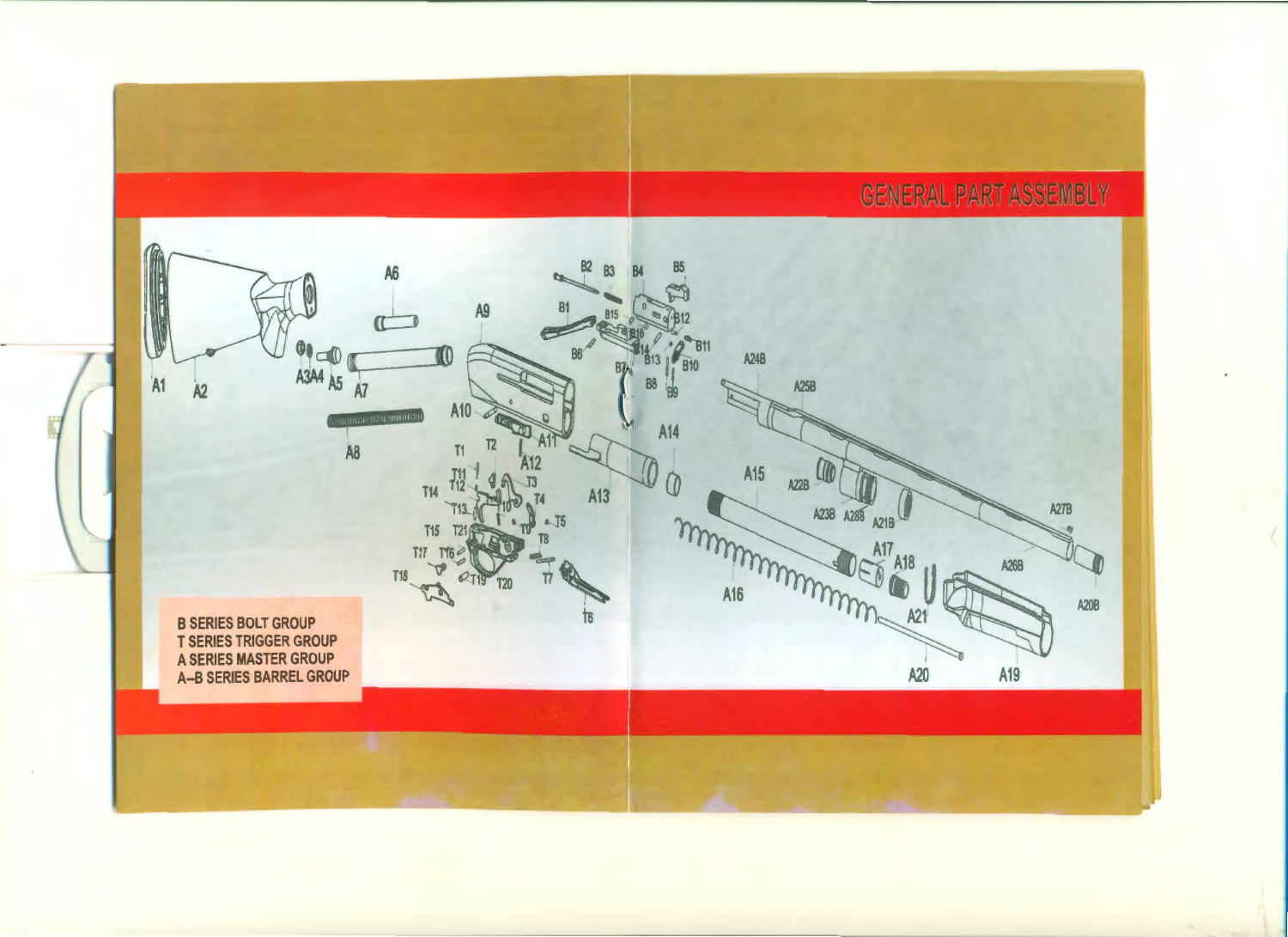# GENERAL PART ASSEMBLY

A1 A2 A3A4 A5 A6 A7 A8 A9 A10 A11 A12 A13 A14 A15 A16 A17 A18 A19 A20 A21

B1 B2 B3 B4 B5 B6 B7 B8 B9 B10 B11 B12 B13 B14 B15 B16

T1 T2 T3 T4 T5 T6 T7 T8 T9 T10 T11 T12 T13 T14 T15 T16 T17 T18 T19 T20 T21

A20B A21B A22B A23B A24B A25B A26B A27B A28B

**B SERIES BOLT GROUP**
**T SERIES TRIGGER GROUP**
**A SERIES MASTER GROUP**
**A--B SERIES BARREL GROUP**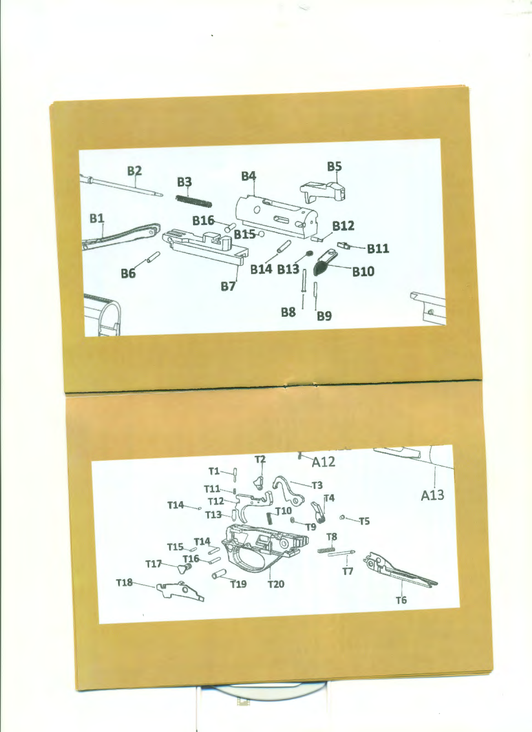B1 B2 B3 B4 B5 B6 B7 B8 B9 B10 B11 B12 B13 B14 B15 B16

T1 T2 T3 T4 T5 T6 T7 T8 T9 T10 T11 T12 T13 T14 T15 T16 T17 T18 T19 T20 A12 A13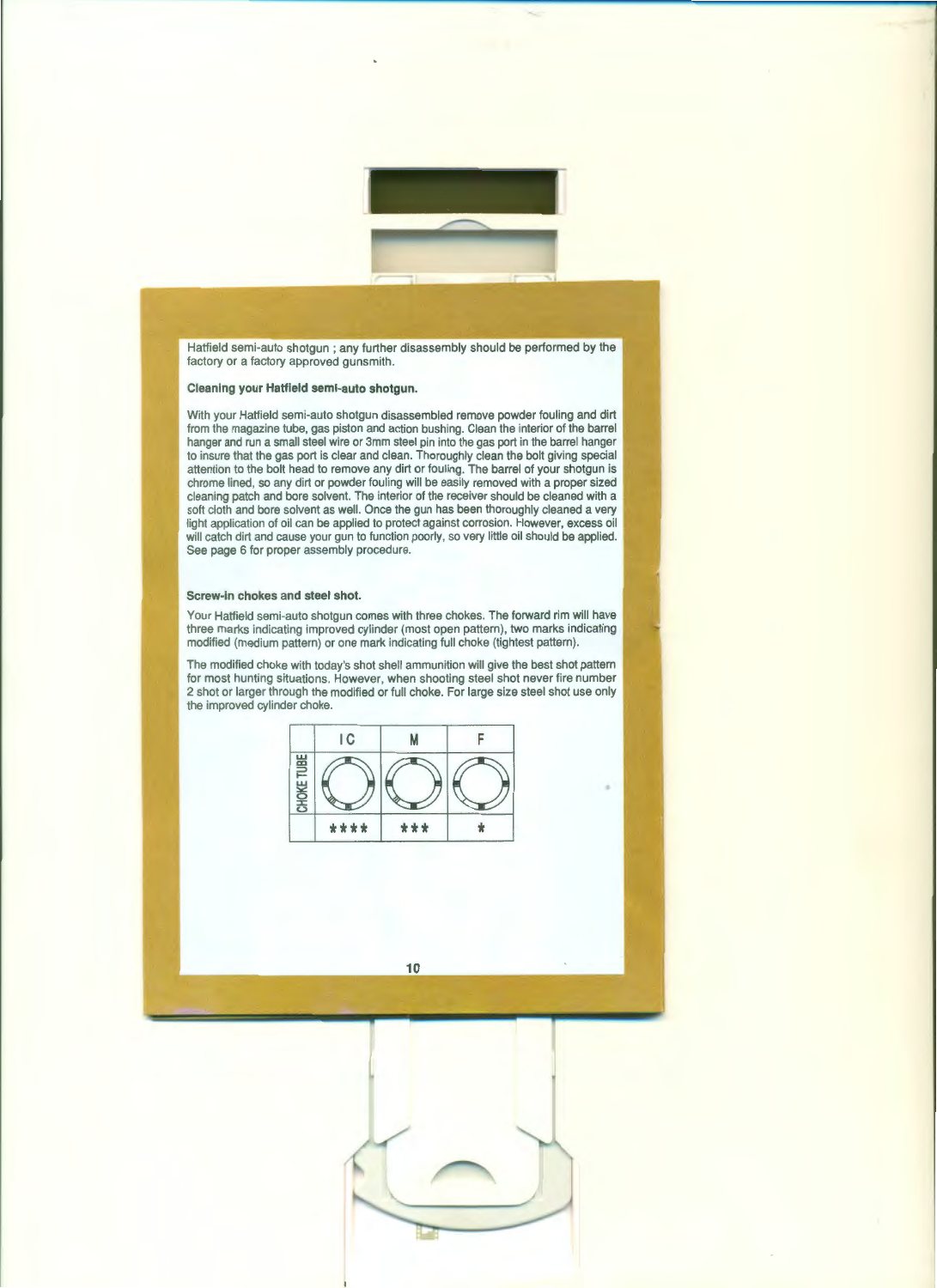Hatfield semi-auto shotgun ; any further disassembly should be performed by the factory or a factory approved gunsmith.

**Cleaning your Hatfield semi-auto shotgun.**

With your Hatfield semi-auto shotgun disassembled remove powder fouling and dirt from the magazine tube, gas piston and action bushing. Clean the interior of the barrel hanger and run a small steel wire or 3mm steel pin into the gas port in the barrel hanger to insure that the gas port is clear and clean. Thoroughly clean the bolt giving special attention to the bolt head to remove any dirt or fouling. The barrel of your shotgun is chrome lined, so any dirt or powder fouling will be easily removed with a proper sized cleaning patch and bore solvent. The interior of the receiver should be cleaned with a soft cloth and bore solvent as well. Once the gun has been thoroughly cleaned a very light application of oil can be applied to protect against corrosion. However, excess oil will catch dirt and cause your gun to function poorly, so very little oil should be applied. See page 6 for proper assembly procedure.

**Screw-in chokes and steel shot.**

Your Hatfield semi-auto shotgun comes with three chokes. The forward rim will have three marks indicating improved cylinder (most open pattern), two marks indicating modified (medium pattern) or one mark indicating full choke (tightest pattern).

The modified choke with today's shot shell ammunition will give the best shot pattern for most hunting situations. However, when shooting steel shot never fire number 2 shot or larger through the modified or full choke. For large size steel shot use only the improved cylinder choke.

| | IC | M | F |
|---|---|---|---|
| CHOKE TUBE | III | II | I |
| | **** | *** | * |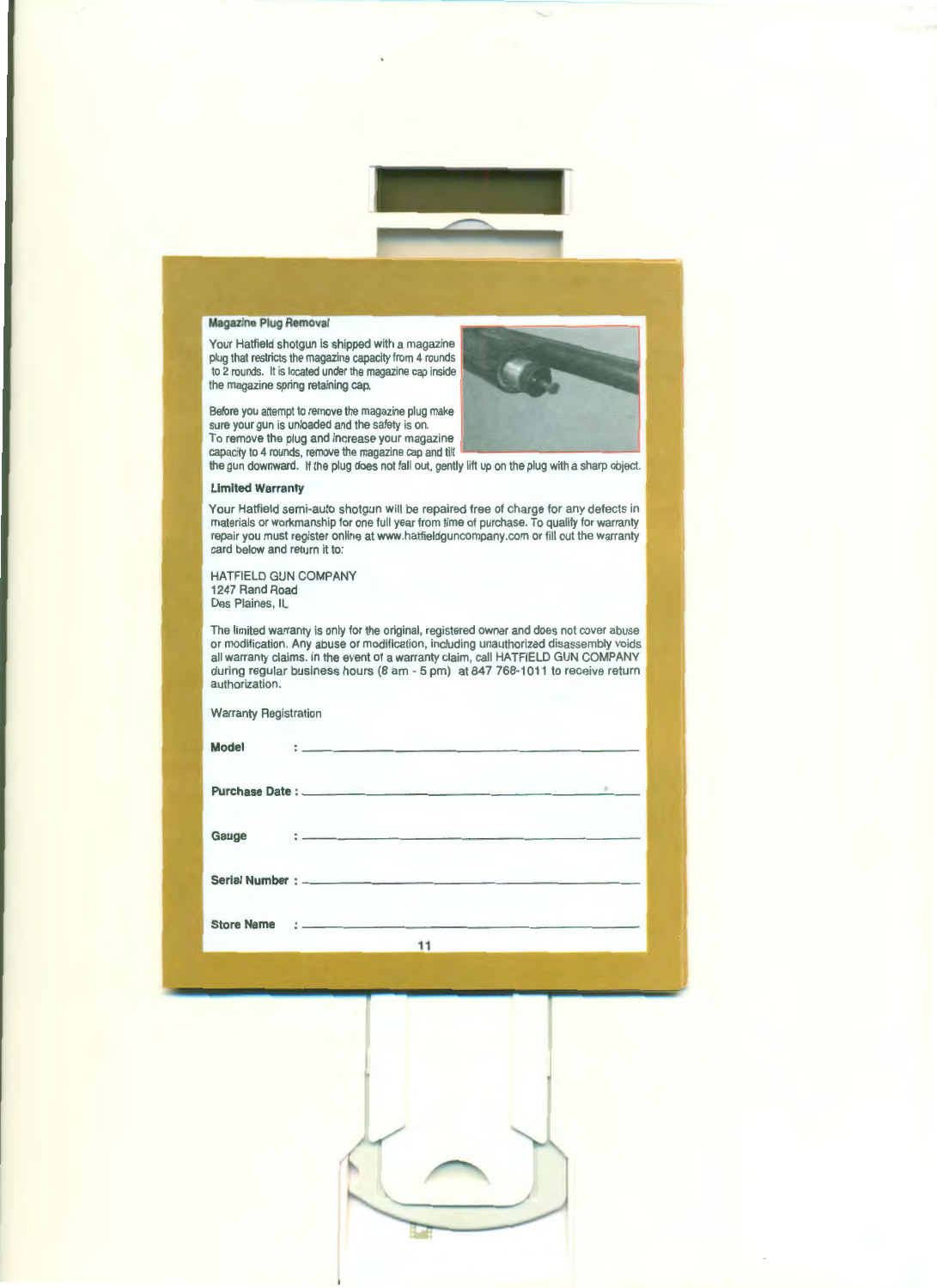**Magazine Plug Removal**

Your Hatfield shotgun is shipped with a magazine plug that restricts the magazine capacity from 4 rounds to 2 rounds. It is located under the magazine cap inside the magazine spring retaining cap.

Before you attempt to remove the magazine plug make sure your gun is unloaded and the safety is on.
To remove the plug and increase your magazine capacity to 4 rounds, remove the magazine cap and tilt the gun downward. If the plug does not fall out, gently lift up on the plug with a sharp object.

**Limited Warranty**

Your Hatfield semi-auto shotgun will be repaired free of charge for any defects in materials or workmanship for one full year from time of purchase. To qualify for warranty repair you must register online at www.hatfieldguncompany.com or fill out the warranty card below and return it to:

HATFIELD GUN COMPANY
1247 Rand Road
Des Plaines, IL

The limited warranty is only for the original, registered owner and does not cover abuse or modification. Any abuse or modification, including unauthorized disassembly voids all warranty claims. In the event of a warranty claim, call HATFIELD GUN COMPANY during regular business hours (8 am - 5 pm) at 847 768-1011 to receive return authorization.

Warranty Registration

**Model** : ______________________________

**Purchase Date** : ______________________________

**Gauge** : ______________________________

**Serial Number** : ______________________________

**Store Name** : ______________________________